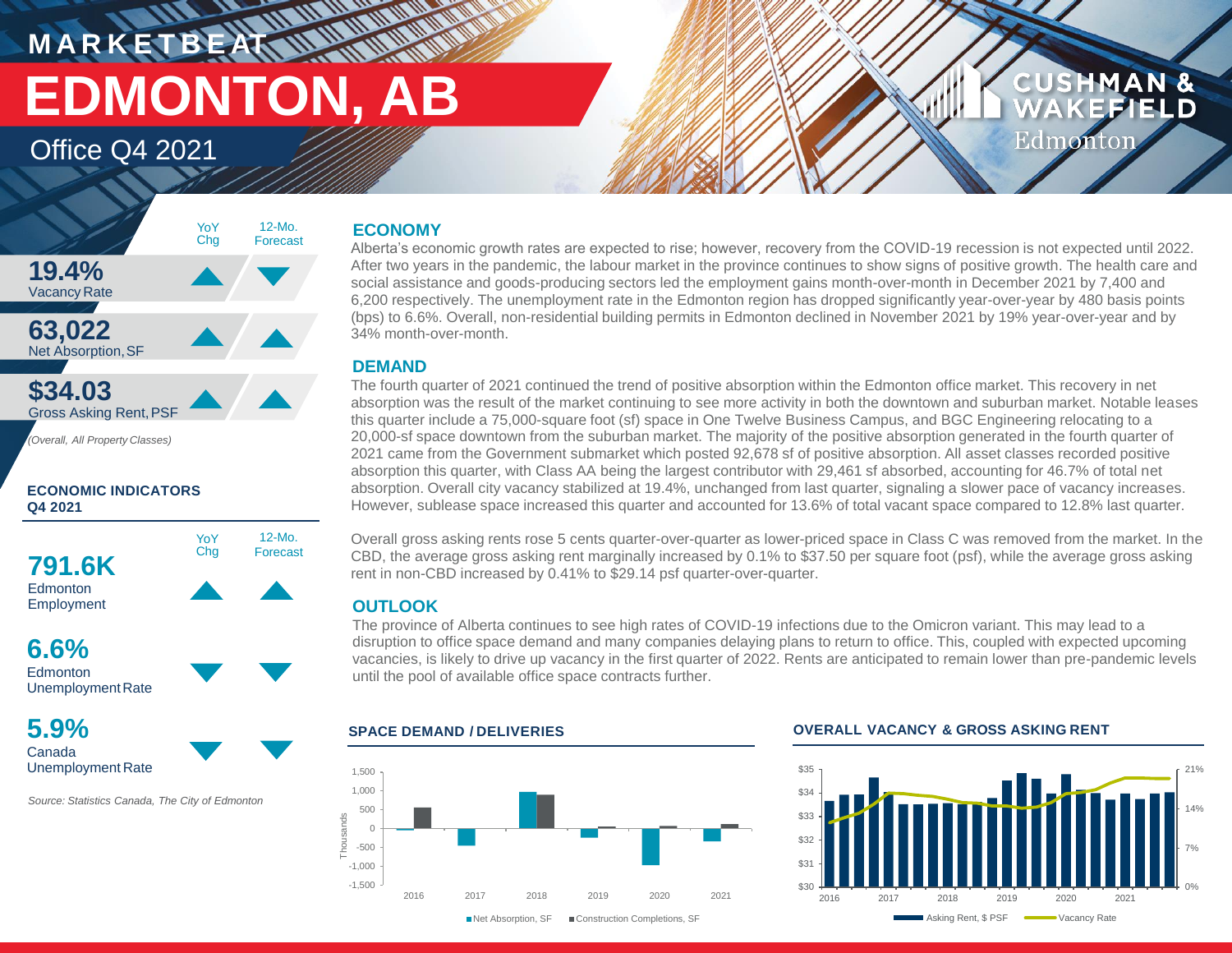MARKETBEAT

# EDMONTON, AB

## Office Q4 2021

CUSHMAN & WAKEFIELD Edmonton

| | YoY Chg | 12-Mo. Forecast |
|---|---|---|
| **19.4%** Vacancy Rate | ▲ | ▼ |
| **63,022** Net Absorption, SF | ▲ | ▲ |
| **$34.03** Gross Asking Rent, PSF | ▲ | ▲ |

*(Overall, All Property Classes)*

**ECONOMIC INDICATORS Q4 2021**

| | YoY Chg | 12-Mo. Forecast |
|---|---|---|
| **791.6K** Edmonton Employment | ▲ | ▲ |
| **6.6%** Edmonton Unemployment Rate | ▼ | ▼ |
| **5.9%** Canada Unemployment Rate | ▼ | ▼ |

*Source: Statistics Canada, The City of Edmonton*

### ECONOMY

Alberta's economic growth rates are expected to rise; however, recovery from the COVID-19 recession is not expected until 2022. After two years in the pandemic, the labour market in the province continues to show signs of positive growth. The health care and social assistance and goods-producing sectors led the employment gains month-over-month in December 2021 by 7,400 and 6,200 respectively. The unemployment rate in the Edmonton region has dropped significantly year-over-year by 480 basis points (bps) to 6.6%. Overall, non-residential building permits in Edmonton declined in November 2021 by 19% year-over-year and by 34% month-over-month.

### DEMAND

The fourth quarter of 2021 continued the trend of positive absorption within the Edmonton office market. This recovery in net absorption was the result of the market continuing to see more activity in both the downtown and suburban market. Notable leases this quarter include a 75,000-square foot (sf) space in One Twelve Business Campus, and BGC Engineering relocating to a 20,000-sf space downtown from the suburban market. The majority of the positive absorption generated in the fourth quarter of 2021 came from the Government submarket which posted 92,678 sf of positive absorption. All asset classes recorded positive absorption this quarter, with Class AA being the largest contributor with 29,461 sf absorbed, accounting for 46.7% of total net absorption. Overall city vacancy stabilized at 19.4%, unchanged from last quarter, signaling a slower pace of vacancy increases. However, sublease space increased this quarter and accounted for 13.6% of total vacant space compared to 12.8% last quarter.

Overall gross asking rents rose 5 cents quarter-over-quarter as lower-priced space in Class C was removed from the market. In the CBD, the average gross asking rent marginally increased by 0.1% to $37.50 per square foot (psf), while the average gross asking rent in non-CBD increased by 0.41% to $29.14 psf quarter-over-quarter.

### OUTLOOK

The province of Alberta continues to see high rates of COVID-19 infections due to the Omicron variant. This may lead to a disruption to office space demand and many companies delaying plans to return to office. This, coupled with expected upcoming vacancies, is likely to drive up vacancy in the first quarter of 2022. Rents are anticipated to remain lower than pre-pandemic levels until the pool of available office space contracts further.

**SPACE DEMAND / DELIVERIES**

(Chart: Net Absorption, SF and Construction Completions, SF, in thousands, 2016–2021)

**OVERALL VACANCY & GROSS ASKING RENT**

(Chart: Asking Rent, $ PSF and Vacancy Rate, 2016–2021)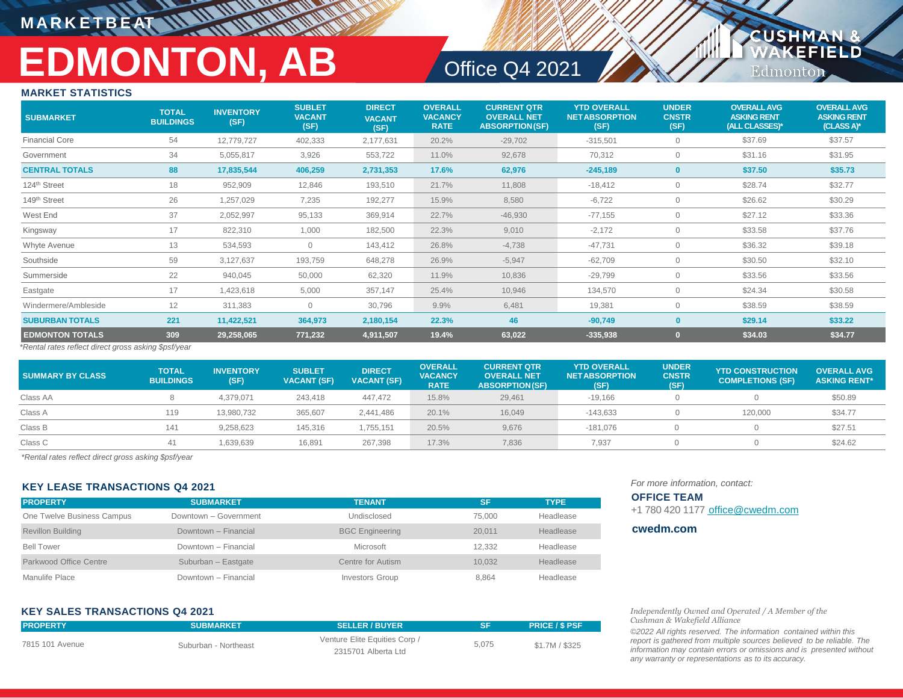MARKETBEAT

# EDMONTON, AB

Office Q4 2021

CUSHMAN & WAKEFIELD Edmonton

## MARKET STATISTICS

| SUBMARKET | TOTAL BUILDINGS | INVENTORY (SF) | SUBLET VACANT (SF) | DIRECT VACANT (SF) | OVERALL VACANCY RATE | CURRENT QTR OVERALL NET ABSORPTION (SF) | YTD OVERALL NET ABSORPTION (SF) | UNDER CNSTR (SF) | OVERALL AVG ASKING RENT (ALL CLASSES)* | OVERALL AVG ASKING RENT (CLASS A)* |
|---|---|---|---|---|---|---|---|---|---|---|
| Financial Core | 54 | 12,779,727 | 402,333 | 2,177,631 | 20.2% | -29,702 | -315,501 | 0 | $37.69 | $37.57 |
| Government | 34 | 5,055,817 | 3,926 | 553,722 | 11.0% | 92,678 | 70,312 | 0 | $31.16 | $31.95 |
| **CENTRAL TOTALS** | **88** | **17,835,544** | **406,259** | **2,731,353** | **17.6%** | **62,976** | **-245,189** | **0** | **$37.50** | **$35.73** |
| 124th Street | 18 | 952,909 | 12,846 | 193,510 | 21.7% | 11,808 | -18,412 | 0 | $28.74 | $32.77 |
| 149th Street | 26 | 1,257,029 | 7,235 | 192,277 | 15.9% | 8,580 | -6,722 | 0 | $26.62 | $30.29 |
| West End | 37 | 2,052,997 | 95,133 | 369,914 | 22.7% | -46,930 | -77,155 | 0 | $27.12 | $33.36 |
| Kingsway | 17 | 822,310 | 1,000 | 182,500 | 22.3% | 9,010 | -2,172 | 0 | $33.58 | $37.76 |
| Whyte Avenue | 13 | 534,593 | 0 | 143,412 | 26.8% | -4,738 | -47,731 | 0 | $36.32 | $39.18 |
| Southside | 59 | 3,127,637 | 193,759 | 648,278 | 26.9% | -5,947 | -62,709 | 0 | $30.50 | $32.10 |
| Summerside | 22 | 940,045 | 50,000 | 62,320 | 11.9% | 10,836 | -29,799 | 0 | $33.56 | $33.56 |
| Eastgate | 17 | 1,423,618 | 5,000 | 357,147 | 25.4% | 10,946 | 134,570 | 0 | $24.34 | $30.58 |
| Windermere/Ambleside | 12 | 311,383 | 0 | 30,796 | 9.9% | 6,481 | 19,381 | 0 | $38.59 | $38.59 |
| **SUBURBAN TOTALS** | **221** | **11,422,521** | **364,973** | **2,180,154** | **22.3%** | **46** | **-90,749** | **0** | **$29.14** | **$33.22** |
| **EDMONTON TOTALS** | **309** | **29,258,065** | **771,232** | **4,911,507** | **19.4%** | **63,022** | **-335,938** | **0** | **$34.03** | **$34.77** |

*Rental rates reflect direct gross asking $psf/year

| SUMMARY BY CLASS | TOTAL BUILDINGS | INVENTORY (SF) | SUBLET VACANT (SF) | DIRECT VACANT (SF) | OVERALL VACANCY RATE | CURRENT QTR OVERALL NET ABSORPTION (SF) | YTD OVERALL NET ABSORPTION (SF) | UNDER CNSTR (SF) | YTD CONSTRUCTION COMPLETIONS (SF) | OVERALL AVG ASKING RENT* |
|---|---|---|---|---|---|---|---|---|---|---|
| Class AA | 8 | 4,379,071 | 243,418 | 447,472 | 15.8% | 29,461 | -19,166 | 0 | 0 | $50.89 |
| Class A | 119 | 13,980,732 | 365,607 | 2,441,486 | 20.1% | 16,049 | -143,633 | 0 | 120,000 | $34.77 |
| Class B | 141 | 9,258,623 | 145,316 | 1,755,151 | 20.5% | 9,676 | -181,076 | 0 | 0 | $27.51 |
| Class C | 41 | 1,639,639 | 16,891 | 267,398 | 17.3% | 7,836 | 7,937 | 0 | 0 | $24.62 |

*Rental rates reflect direct gross asking $psf/year

## KEY LEASE TRANSACTIONS Q4 2021

| PROPERTY | SUBMARKET | TENANT | SF | TYPE |
|---|---|---|---|---|
| One Twelve Business Campus | Downtown – Government | Undisclosed | 75,000 | Headlease |
| Revillon Building | Downtown – Financial | BGC Engineering | 20,011 | Headlease |
| Bell Tower | Downtown – Financial | Microsoft | 12,332 | Headlease |
| Parkwood Office Centre | Suburban – Eastgate | Centre for Autism | 10,032 | Headlease |
| Manulife Place | Downtown – Financial | Investors Group | 8,864 | Headlease |

## KEY SALES TRANSACTIONS Q4 2021

| PROPERTY | SUBMARKET | SELLER / BUYER | SF | PRICE / $ PSF |
|---|---|---|---|---|
| 7815 101 Avenue | Suburban - Northeast | Venture Elite Equities Corp / 2315701 Alberta Ltd | 5,075 | $1.7M / $325 |

*For more information, contact:*

**OFFICE TEAM**
+1 780 420 1177 office@cwedm.com

**cwedm.com**

*Independently Owned and Operated / A Member of the Cushman & Wakefield Alliance*

*©2022 All rights reserved. The information contained within this report is gathered from multiple sources believed to be reliable. The information may contain errors or omissions and is presented without any warranty or representations as to its accuracy.*